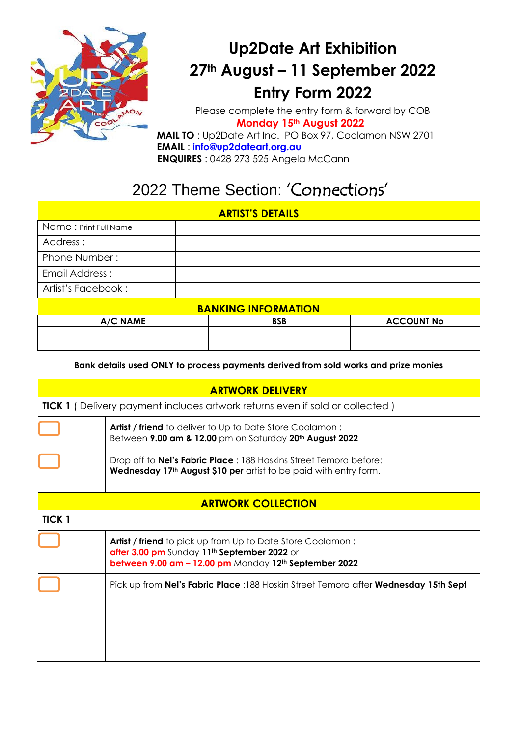# Up2Date Art Exhibition

## 27th August – 11 September 2022

## Entry Form 2022

Please complete the entry form & forward by COB

**Monday 15th August 2022**

**MAIL TO** : Up2Date Art Inc. PO Box 97, Coolamon NSW 2701

**EMAIL** : **info@up2dateart.org.au**

**ENQUIRES** : 0428 273 525 Angela McCann

## 2022 Theme Section: 'Connections'

| **ARTIST'S DETAILS** | |
|---|---|
| Name : Print Full Name | |
| Address : | |
| Phone Number : | |
| Email Address : | |
| Artist's Facebook : | |

**BANKING INFORMATION**

| A/C NAME | BSB | ACCOUNT No |
|---|---|---|
| | | |

**Bank details used ONLY to process payments derived from sold works and prize monies**

| **ARTWORK DELIVERY** | |
|---|---|
| **TICK 1** ( Delivery payment includes artwork returns even if sold or collected ) | |
| ☐ | **Artist / friend** to deliver to Up to Date Store Coolamon : Between **9.00 am & 12.00** pm on Saturday **20th August 2022** |
| ☐ | Drop off to **Nel's Fabric Place** : 188 Hoskins Street Temora before: **Wednesday 17th August $10 per** artist to be paid with entry form. |

| **ARTWORK COLLECTION** | |
|---|---|
| **TICK 1** | |
| ☐ | **Artist / friend** to pick up from Up to Date Store Coolamon : **after 3.00 pm** Sunday **11th September 2022** or **between 9.00 am – 12.00 pm** Monday **12th September 2022** |
| ☐ | Pick up from **Nel's Fabric Place** :188 Hoskin Street Temora after **Wednesday 15th Sept** |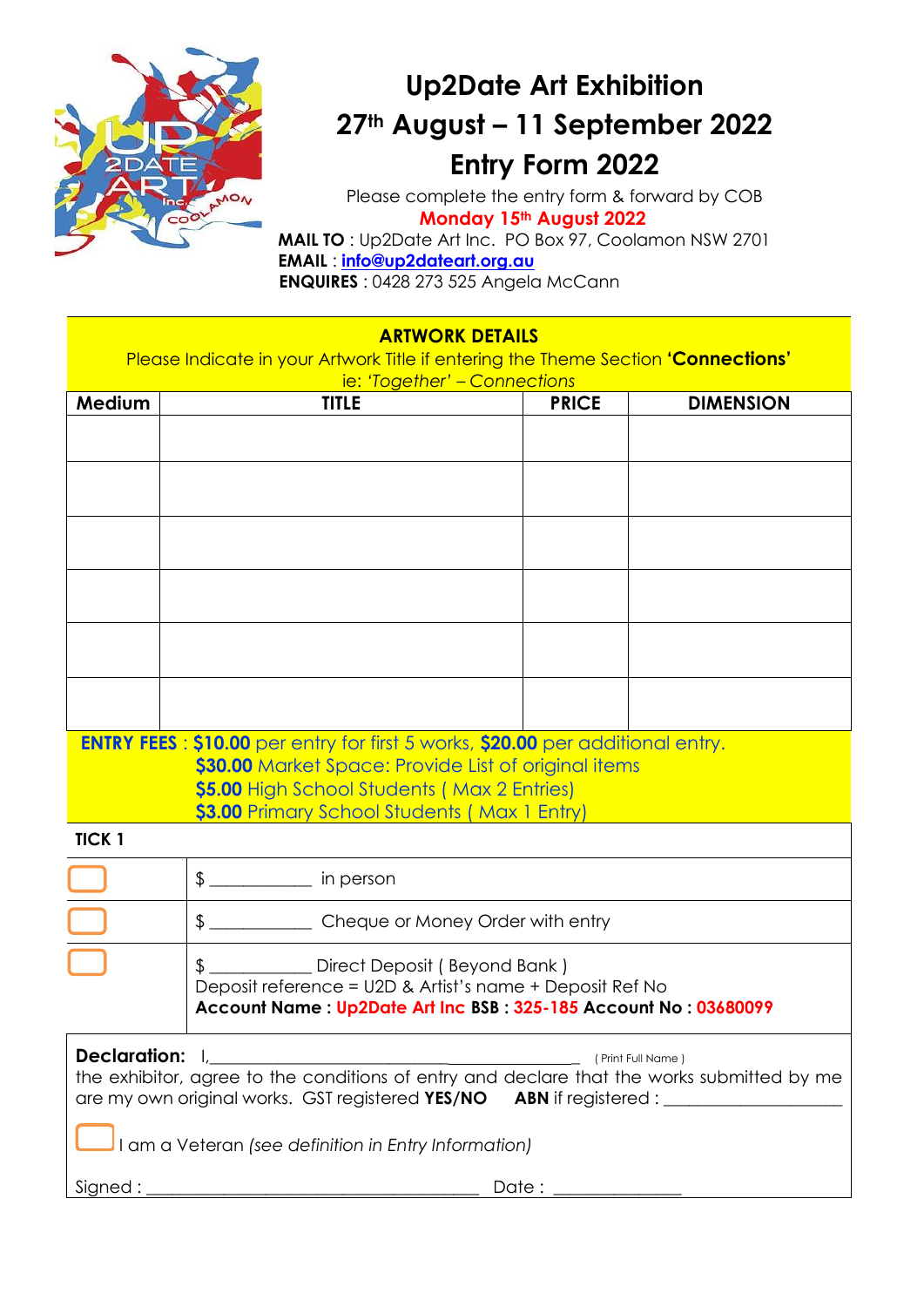# Up2Date Art Exhibition

# 27th August – 11 September 2022

# Entry Form 2022

Please complete the entry form & forward by COB
**Monday 15th August 2022**
**MAIL TO** : Up2Date Art Inc. PO Box 97, Coolamon NSW 2701
**EMAIL** : **info@up2dateart.org.au**
**ENQUIRES** : 0428 273 525 Angela McCann

## ARTWORK DETAILS

Please Indicate in your Artwork Title if entering the Theme Section **'Connections'**
ie: *'Together' – Connections*

| Medium | TITLE | PRICE | DIMENSION |
|---|---|---|---|
| | | | |
| | | | |
| | | | |
| | | | |
| | | | |
| | | | |

**ENTRY FEES** : **$10.00** per entry for first 5 works, **$20.00** per additional entry.
**$30.00** Market Space: Provide List of original items
**$5.00** High School Students ( Max 2 Entries)
**$3.00** Primary School Students ( Max 1 Entry)

**TICK 1**

| | |
|---|---|
| ☐ | $ ___________ in person |
| ☐ | $ ___________ Cheque or Money Order with entry |
| ☐ | $ ___________ Direct Deposit ( Beyond Bank )<br>Deposit reference = U2D & Artist's name + Deposit Ref No<br>**Account Name : Up2Date Art Inc BSB : 325-185 Account No : 03680099** |

**Declaration:** I,__________________________________________ ( Print Full Name )
the exhibitor, agree to the conditions of entry and declare that the works submitted by me are my own original works. GST registered **YES/NO** **ABN** if registered : ____________________

☐ I am a Veteran *(see definition in Entry Information)*

Signed : ______________________________________ Date : ______________